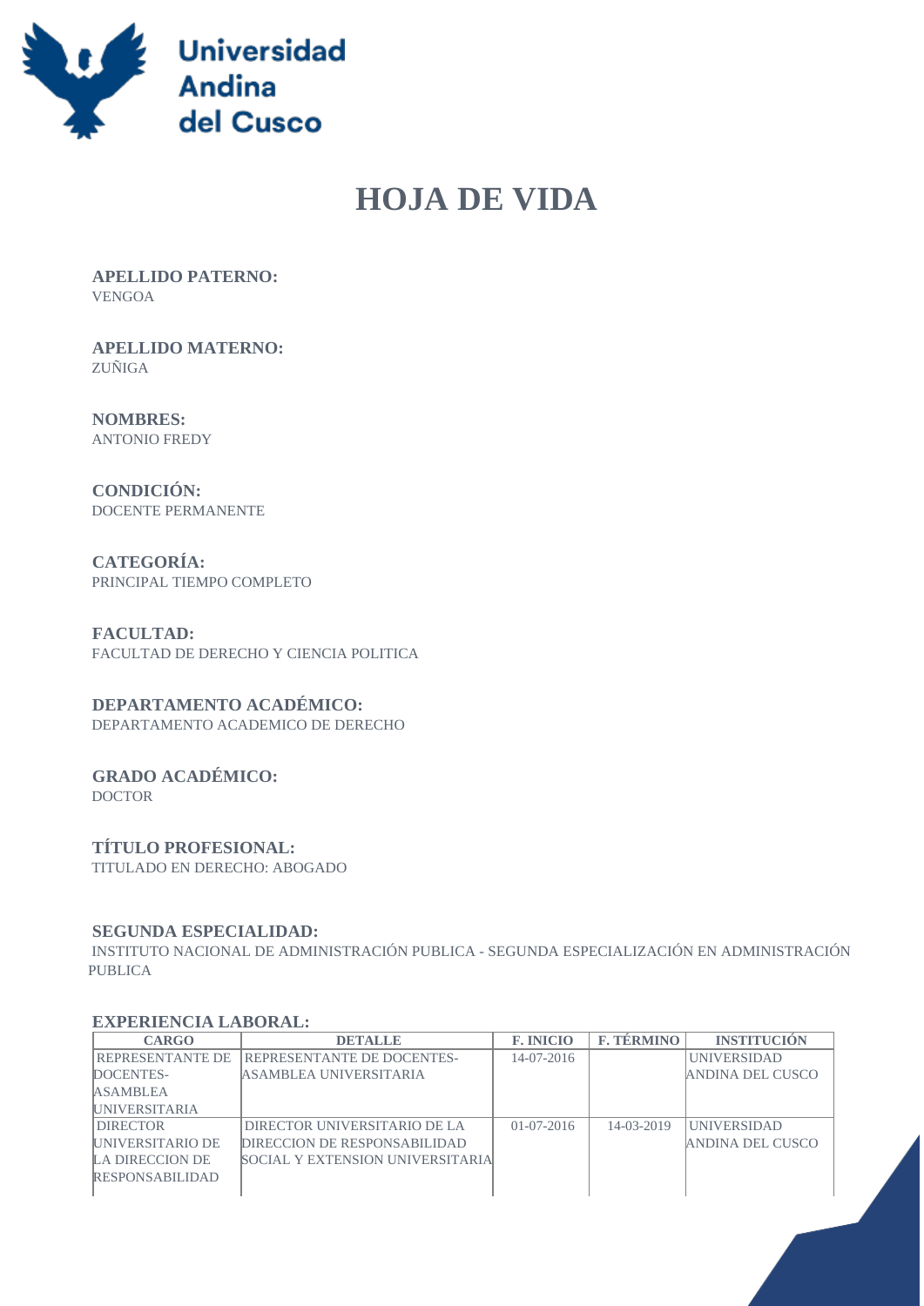Universidad Andina del Cusco

# HOJA DE VIDA

**APELLIDO PATERNO:**
VENGOA

**APELLIDO MATERNO:**
ZUÑIGA

**NOMBRES:**
ANTONIO FREDY

**CONDICIÓN:**
DOCENTE PERMANENTE

**CATEGORÍA:**
PRINCIPAL TIEMPO COMPLETO

**FACULTAD:**
FACULTAD DE DERECHO Y CIENCIA POLITICA

**DEPARTAMENTO ACADÉMICO:**
DEPARTAMENTO ACADEMICO DE DERECHO

**GRADO ACADÉMICO:**
DOCTOR

**TÍTULO PROFESIONAL:**
TITULADO EN DERECHO: ABOGADO

**SEGUNDA ESPECIALIDAD:**
INSTITUTO NACIONAL DE ADMINISTRACIÓN PUBLICA - SEGUNDA ESPECIALIZACIÓN EN ADMINISTRACIÓN PUBLICA

**EXPERIENCIA LABORAL:**

| CARGO | DETALLE | F. INICIO | F. TÉRMINO | INSTITUCIÓN |
|---|---|---|---|---|
| REPRESENTANTE DE DOCENTES-ASAMBLEA UNIVERSITARIA | REPRESENTANTE DE DOCENTES-ASAMBLEA UNIVERSITARIA | 14-07-2016 | | UNIVERSIDAD ANDINA DEL CUSCO |
| DIRECTOR UNIVERSITARIO DE LA DIRECCION DE RESPONSABILIDAD | DIRECTOR UNIVERSITARIO DE LA DIRECCION DE RESPONSABILIDAD SOCIAL Y EXTENSION UNIVERSITARIA | 01-07-2016 | 14-03-2019 | UNIVERSIDAD ANDINA DEL CUSCO |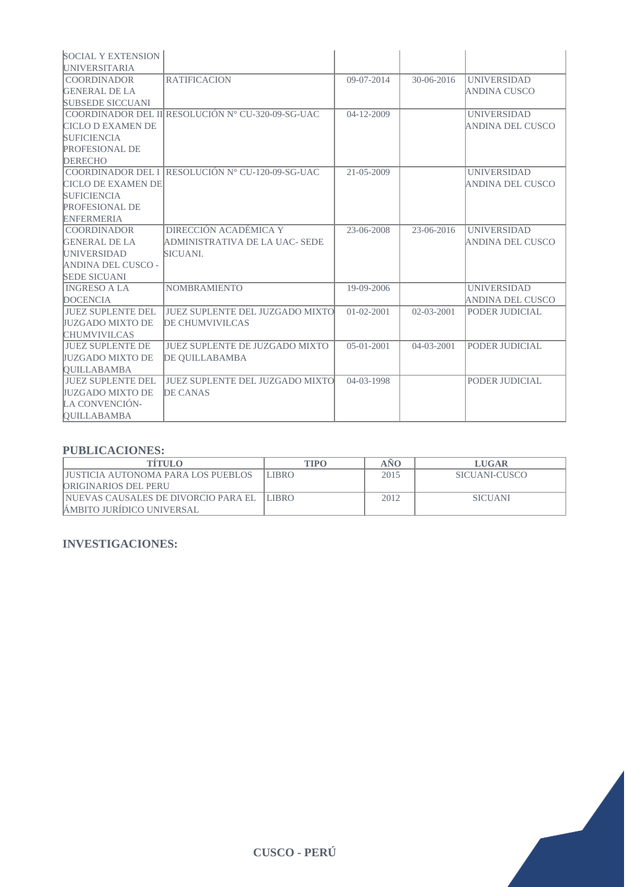| | | | | |
|---|---|---|---|---|
| SOCIAL Y EXTENSION UNIVERSITARIA | | | | |
| COORDINADOR GENERAL DE LA SUBSEDE SICCUANI | RATIFICACION | 09-07-2014 | 30-06-2016 | UNIVERSIDAD ANDINA CUSCO |
| COORDINADOR DEL II CICLO D EXAMEN DE SUFICIENCIA PROFESIONAL DE DERECHO | RESOLUCIÓN N° CU-320-09-SG-UAC | 04-12-2009 | | UNIVERSIDAD ANDINA DEL CUSCO |
| COORDINADOR DEL I CICLO DE EXAMEN DE SUFICIENCIA PROFESIONAL DE ENFERMERIA | RESOLUCIÓN N° CU-120-09-SG-UAC | 21-05-2009 | | UNIVERSIDAD ANDINA DEL CUSCO |
| COORDINADOR GENERAL DE LA UNIVERSIDAD ANDINA DEL CUSCO - SEDE SICUANI | DIRECCIÓN ACADÉMICA Y ADMINISTRATIVA DE LA UAC- SEDE SICUANI. | 23-06-2008 | 23-06-2016 | UNIVERSIDAD ANDINA DEL CUSCO |
| INGRESO A LA DOCENCIA | NOMBRAMIENTO | 19-09-2006 | | UNIVERSIDAD ANDINA DEL CUSCO |
| JUEZ SUPLENTE DEL JUZGADO MIXTO DE CHUMVIVILCAS | JUEZ SUPLENTE DEL JUZGADO MIXTO DE CHUMVIVILCAS | 01-02-2001 | 02-03-2001 | PODER JUDICIAL |
| JUEZ SUPLENTE DE JUZGADO MIXTO DE QUILLABAMBA | JUEZ SUPLENTE DE JUZGADO MIXTO DE QUILLABAMBA | 05-01-2001 | 04-03-2001 | PODER JUDICIAL |
| JUEZ SUPLENTE DEL JUZGADO MIXTO DE LA CONVENCIÓN-QUILLABAMBA | JUEZ SUPLENTE DEL JUZGADO MIXTO DE CANAS | 04-03-1998 | | PODER JUDICIAL |

## PUBLICACIONES:

| TÍTULO | TIPO | AÑO | LUGAR |
|---|---|---|---|
| JUSTICIA AUTONOMA PARA LOS PUEBLOS ORIGINARIOS DEL PERU | LIBRO | 2015 | SICUANI-CUSCO |
| NUEVAS CAUSALES DE DIVORCIO PARA EL ÁMBITO JURÍDICO UNIVERSAL | LIBRO | 2012 | SICUANI |

## INVESTIGACIONES:

**CUSCO - PERÚ**